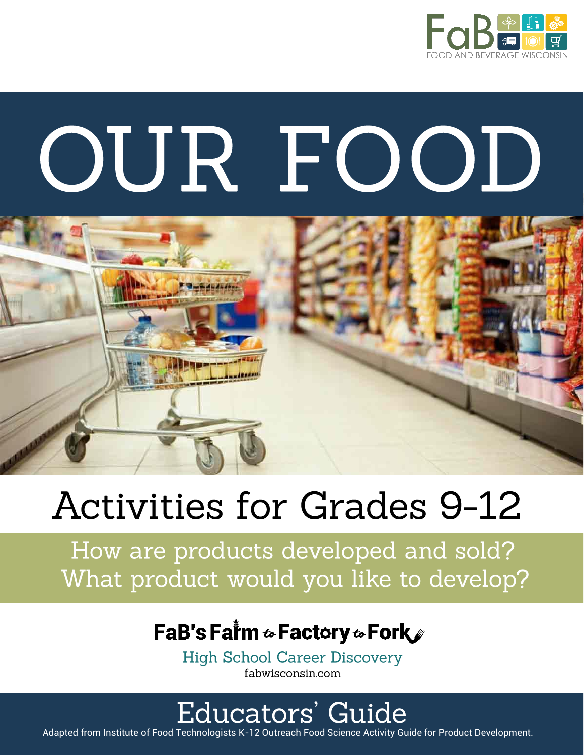FaB FOOD AND BEVERAGE WISCONSIN

# OUR FOOD

## Activities for Grades 9-12

How are products developed and sold?
What product would you like to develop?

**FaB's Farm to Factory to Fork**

High School Career Discovery

fabwisconsin.com

## Educators' Guide

Adapted from Institute of Food Technologists K-12 Outreach Food Science Activity Guide for Product Development.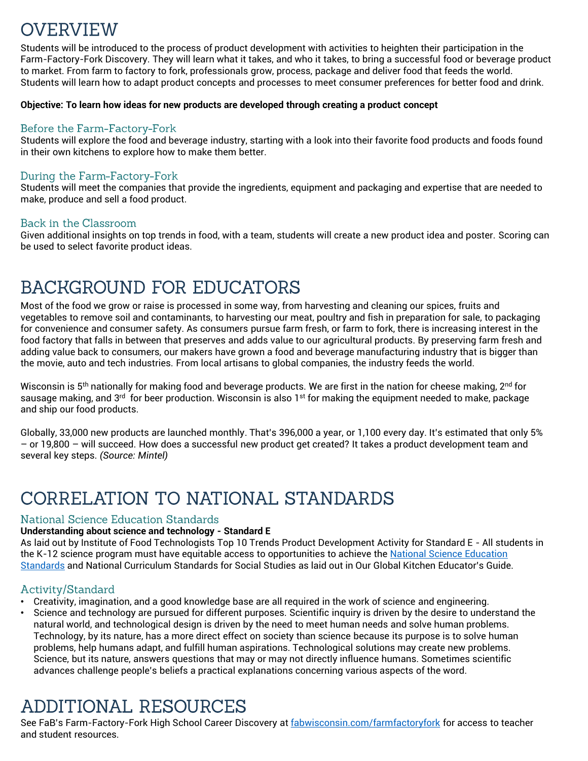# OVERVIEW

Students will be introduced to the process of product development with activities to heighten their participation in the Farm-Factory-Fork Discovery. They will learn what it takes, and who it takes, to bring a successful food or beverage product to market. From farm to factory to fork, professionals grow, process, package and deliver food that feeds the world. Students will learn how to adapt product concepts and processes to meet consumer preferences for better food and drink.

**Objective: To learn how ideas for new products are developed through creating a product concept**

### Before the Farm-Factory-Fork

Students will explore the food and beverage industry, starting with a look into their favorite food products and foods found in their own kitchens to explore how to make them better.

### During the Farm-Factory-Fork

Students will meet the companies that provide the ingredients, equipment and packaging and expertise that are needed to make, produce and sell a food product.

### Back in the Classroom

Given additional insights on top trends in food, with a team, students will create a new product idea and poster. Scoring can be used to select favorite product ideas.

# BACKGROUND FOR EDUCATORS

Most of the food we grow or raise is processed in some way, from harvesting and cleaning our spices, fruits and vegetables to remove soil and contaminants, to harvesting our meat, poultry and fish in preparation for sale, to packaging for convenience and consumer safety. As consumers pursue farm fresh, or farm to fork, there is increasing interest in the food factory that falls in between that preserves and adds value to our agricultural products. By preserving farm fresh and adding value back to consumers, our makers have grown a food and beverage manufacturing industry that is bigger than the movie, auto and tech industries. From local artisans to global companies, the industry feeds the world.

Wisconsin is 5th nationally for making food and beverage products. We are first in the nation for cheese making, 2nd for sausage making, and 3rd for beer production. Wisconsin is also 1st for making the equipment needed to make, package and ship our food products.

Globally, 33,000 new products are launched monthly. That's 396,000 a year, or 1,100 every day. It's estimated that only 5% – or 19,800 – will succeed. How does a successful new product get created? It takes a product development team and several key steps. *(Source: Mintel)*

# CORRELATION TO NATIONAL STANDARDS

### National Science Education Standards

**Understanding about science and technology - Standard E**

As laid out by Institute of Food Technologists Top 10 Trends Product Development Activity for Standard E - All students in the K-12 science program must have equitable access to opportunities to achieve the [National Science Education Standards]() and National Curriculum Standards for Social Studies as laid out in Our Global Kitchen Educator's Guide.

### Activity/Standard

- Creativity, imagination, and a good knowledge base are all required in the work of science and engineering.
- Science and technology are pursued for different purposes. Scientific inquiry is driven by the desire to understand the natural world, and technological design is driven by the need to meet human needs and solve human problems. Technology, by its nature, has a more direct effect on society than science because its purpose is to solve human problems, help humans adapt, and fulfill human aspirations. Technological solutions may create new problems. Science, but its nature, answers questions that may or may not directly influence humans. Sometimes scientific advances challenge people's beliefs a practical explanations concerning various aspects of the word.

# ADDITIONAL RESOURCES

See FaB's Farm-Factory-Fork High School Career Discovery at [fabwisconsin.com/farmfactoryfork]() for access to teacher and student resources.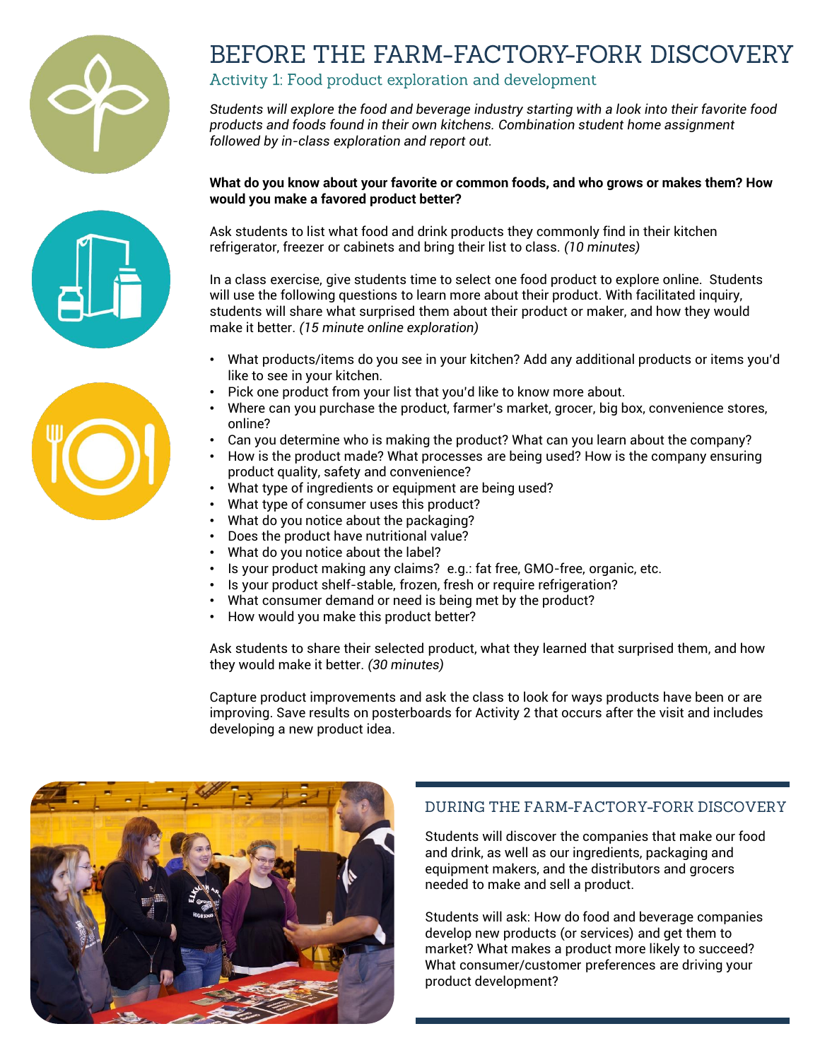# BEFORE THE FARM-FACTORY-FORK DISCOVERY

## Activity 1: Food product exploration and development

*Students will explore the food and beverage industry starting with a look into their favorite food products and foods found in their own kitchens. Combination student home assignment followed by in-class exploration and report out.*

**What do you know about your favorite or common foods, and who grows or makes them? How would you make a favored product better?**

Ask students to list what food and drink products they commonly find in their kitchen refrigerator, freezer or cabinets and bring their list to class. *(10 minutes)*

In a class exercise, give students time to select one food product to explore online. Students will use the following questions to learn more about their product. With facilitated inquiry, students will share what surprised them about their product or maker, and how they would make it better. *(15 minute online exploration)*

- What products/items do you see in your kitchen? Add any additional products or items you'd like to see in your kitchen.
- Pick one product from your list that you'd like to know more about.
- Where can you purchase the product, farmer's market, grocer, big box, convenience stores, online?
- Can you determine who is making the product? What can you learn about the company?
- How is the product made? What processes are being used? How is the company ensuring product quality, safety and convenience?
- What type of ingredients or equipment are being used?
- What type of consumer uses this product?
- What do you notice about the packaging?
- Does the product have nutritional value?
- What do you notice about the label?
- Is your product making any claims? e.g.: fat free, GMO-free, organic, etc.
- Is your product shelf-stable, frozen, fresh or require refrigeration?
- What consumer demand or need is being met by the product?
- How would you make this product better?

Ask students to share their selected product, what they learned that surprised them, and how they would make it better. *(30 minutes)*

Capture product improvements and ask the class to look for ways products have been or are improving. Save results on posterboards for Activity 2 that occurs after the visit and includes developing a new product idea.

## DURING THE FARM-FACTORY-FORK DISCOVERY

Students will discover the companies that make our food and drink, as well as our ingredients, packaging and equipment makers, and the distributors and grocers needed to make and sell a product.

Students will ask: How do food and beverage companies develop new products (or services) and get them to market? What makes a product more likely to succeed? What consumer/customer preferences are driving your product development?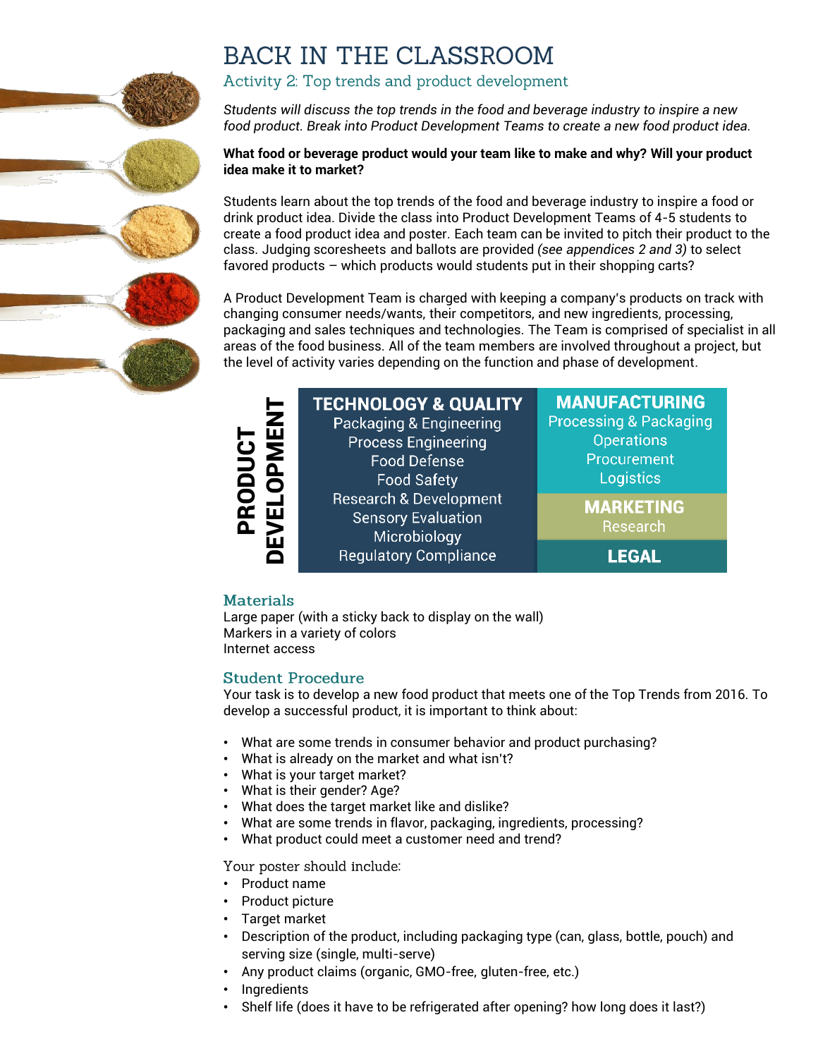# BACK IN THE CLASSROOM

## Activity 2: Top trends and product development

*Students will discuss the top trends in the food and beverage industry to inspire a new food product. Break into Product Development Teams to create a new food product idea.*

**What food or beverage product would your team like to make and why? Will your product idea make it to market?**

Students learn about the top trends of the food and beverage industry to inspire a food or drink product idea. Divide the class into Product Development Teams of 4-5 students to create a food product idea and poster. Each team can be invited to pitch their product to the class. Judging scoresheets and ballots are provided *(see appendices 2 and 3)* to select favored products – which products would students put in their shopping carts?

A Product Development Team is charged with keeping a company's products on track with changing consumer needs/wants, their competitors, and new ingredients, processing, packaging and sales techniques and technologies. The Team is comprised of specialist in all areas of the food business. All of the team members are involved throughout a project, but the level of activity varies depending on the function and phase of development.

| PRODUCT DEVELOPMENT | | |
|---|---|---|
| **TECHNOLOGY & QUALITY** | **MANUFACTURING** | |
| Packaging & Engineering<br>Process Engineering<br>Food Defense<br>Food Safety<br>Research & Development<br>Sensory Evaluation<br>Microbiology<br>Regulatory Compliance | Processing & Packaging<br>Operations<br>Procurement<br>Logistics | |
| | **MARKETING**<br>Research | |
| | **LEGAL** | |

### Materials

Large paper (with a sticky back to display on the wall)
Markers in a variety of colors
Internet access

### Student Procedure

Your task is to develop a new food product that meets one of the Top Trends from 2016. To develop a successful product, it is important to think about:

- What are some trends in consumer behavior and product purchasing?
- What is already on the market and what isn't?
- What is your target market?
- What is their gender? Age?
- What does the target market like and dislike?
- What are some trends in flavor, packaging, ingredients, processing?
- What product could meet a customer need and trend?

Your poster should include:

- Product name
- Product picture
- Target market
- Description of the product, including packaging type (can, glass, bottle, pouch) and serving size (single, multi-serve)
- Any product claims (organic, GMO-free, gluten-free, etc.)
- Ingredients
- Shelf life (does it have to be refrigerated after opening? how long does it last?)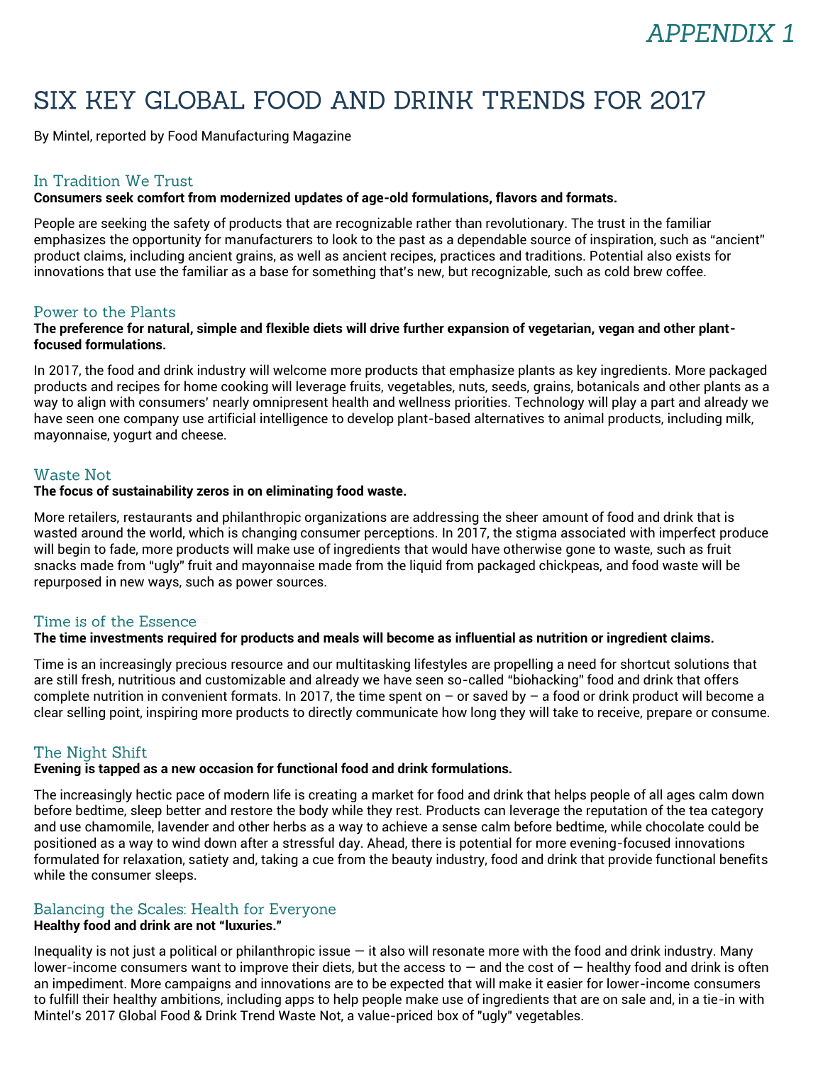# APPENDIX 1

# SIX KEY GLOBAL FOOD AND DRINK TRENDS FOR 2017

By Mintel, reported by Food Manufacturing Magazine

## In Tradition We Trust

**Consumers seek comfort from modernized updates of age-old formulations, flavors and formats.**

People are seeking the safety of products that are recognizable rather than revolutionary. The trust in the familiar emphasizes the opportunity for manufacturers to look to the past as a dependable source of inspiration, such as "ancient" product claims, including ancient grains, as well as ancient recipes, practices and traditions. Potential also exists for innovations that use the familiar as a base for something that's new, but recognizable, such as cold brew coffee.

## Power to the Plants

**The preference for natural, simple and flexible diets will drive further expansion of vegetarian, vegan and other plant-focused formulations.**

In 2017, the food and drink industry will welcome more products that emphasize plants as key ingredients. More packaged products and recipes for home cooking will leverage fruits, vegetables, nuts, seeds, grains, botanicals and other plants as a way to align with consumers' nearly omnipresent health and wellness priorities. Technology will play a part and already we have seen one company use artificial intelligence to develop plant-based alternatives to animal products, including milk, mayonnaise, yogurt and cheese.

## Waste Not

**The focus of sustainability zeros in on eliminating food waste.**

More retailers, restaurants and philanthropic organizations are addressing the sheer amount of food and drink that is wasted around the world, which is changing consumer perceptions. In 2017, the stigma associated with imperfect produce will begin to fade, more products will make use of ingredients that would have otherwise gone to waste, such as fruit snacks made from "ugly" fruit and mayonnaise made from the liquid from packaged chickpeas, and food waste will be repurposed in new ways, such as power sources.

## Time is of the Essence

**The time investments required for products and meals will become as influential as nutrition or ingredient claims.**

Time is an increasingly precious resource and our multitasking lifestyles are propelling a need for shortcut solutions that are still fresh, nutritious and customizable and already we have seen so-called "biohacking" food and drink that offers complete nutrition in convenient formats. In 2017, the time spent on – or saved by – a food or drink product will become a clear selling point, inspiring more products to directly communicate how long they will take to receive, prepare or consume.

## The Night Shift

**Evening is tapped as a new occasion for functional food and drink formulations.**

The increasingly hectic pace of modern life is creating a market for food and drink that helps people of all ages calm down before bedtime, sleep better and restore the body while they rest. Products can leverage the reputation of the tea category and use chamomile, lavender and other herbs as a way to achieve a sense calm before bedtime, while chocolate could be positioned as a way to wind down after a stressful day. Ahead, there is potential for more evening-focused innovations formulated for relaxation, satiety and, taking a cue from the beauty industry, food and drink that provide functional benefits while the consumer sleeps.

## Balancing the Scales: Health for Everyone

**Healthy food and drink are not "luxuries."**

Inequality is not just a political or philanthropic issue — it also will resonate more with the food and drink industry. Many lower-income consumers want to improve their diets, but the access to — and the cost of — healthy food and drink is often an impediment. More campaigns and innovations are to be expected that will make it easier for lower-income consumers to fulfill their healthy ambitions, including apps to help people make use of ingredients that are on sale and, in a tie-in with Mintel's 2017 Global Food & Drink Trend Waste Not, a value-priced box of "ugly" vegetables.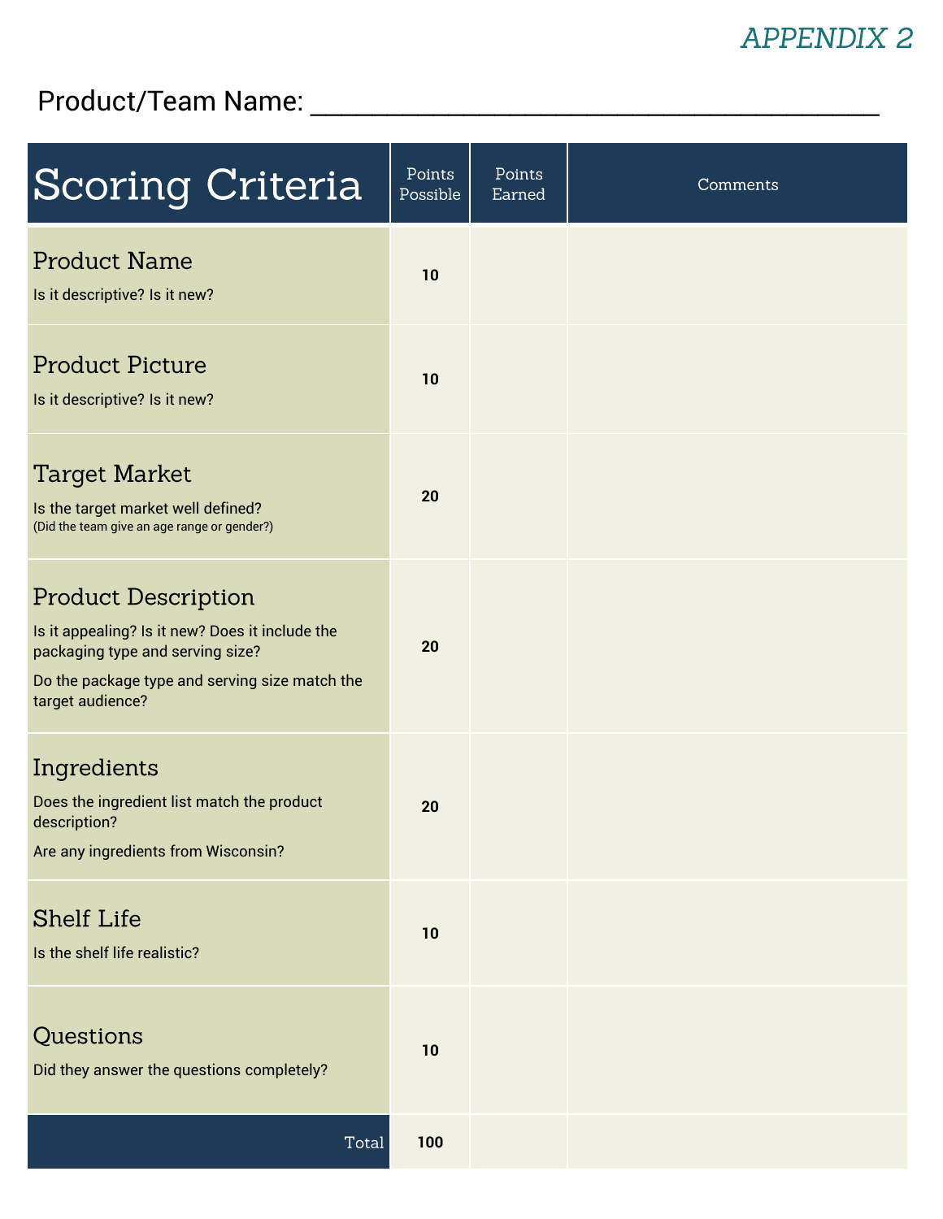APPENDIX 2

Product/Team Name: ______________________________________

| Scoring Criteria | Points Possible | Points Earned | Comments |
|---|---|---|---|
| **Product Name**<br>Is it descriptive? Is it new? | **10** | | |
| **Product Picture**<br>Is it descriptive? Is it new? | **10** | | |
| **Target Market**<br>Is the target market well defined?<br>(Did the team give an age range or gender?) | **20** | | |
| **Product Description**<br>Is it appealing? Is it new? Does it include the packaging type and serving size?<br>Do the package type and serving size match the target audience? | **20** | | |
| **Ingredients**<br>Does the ingredient list match the product description?<br>Are any ingredients from Wisconsin? | **20** | | |
| **Shelf Life**<br>Is the shelf life realistic? | **10** | | |
| **Questions**<br>Did they answer the questions completely? | **10** | | |
| Total | **100** | | |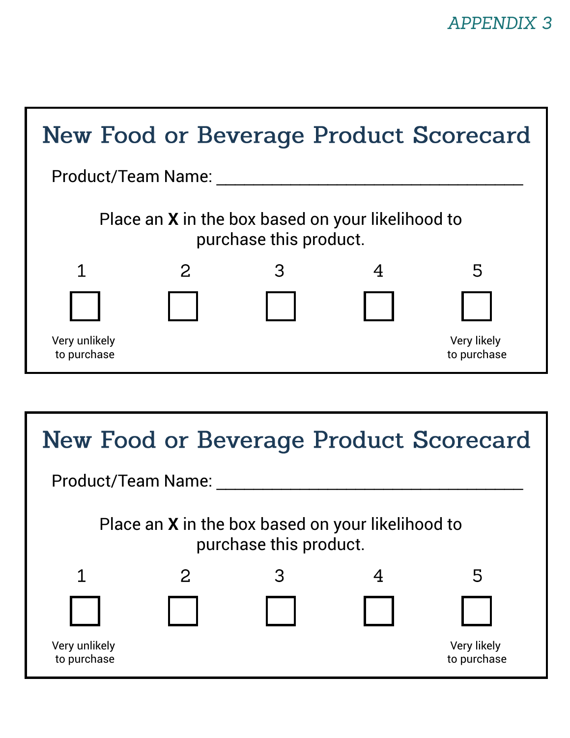*APPENDIX 3*

## New Food or Beverage Product Scorecard

Product/Team Name: ___________________________________

Place an **X** in the box based on your likelihood to purchase this product.

| 1 | 2 | 3 | 4 | 5 |
|---|---|---|---|---|
| ☐ | ☐ | ☐ | ☐ | ☐ |
| Very unlikely to purchase | | | | Very likely to purchase |

## New Food or Beverage Product Scorecard

Product/Team Name: ___________________________________

Place an **X** in the box based on your likelihood to purchase this product.

| 1 | 2 | 3 | 4 | 5 |
|---|---|---|---|---|
| ☐ | ☐ | ☐ | ☐ | ☐ |
| Very unlikely to purchase | | | | Very likely to purchase |